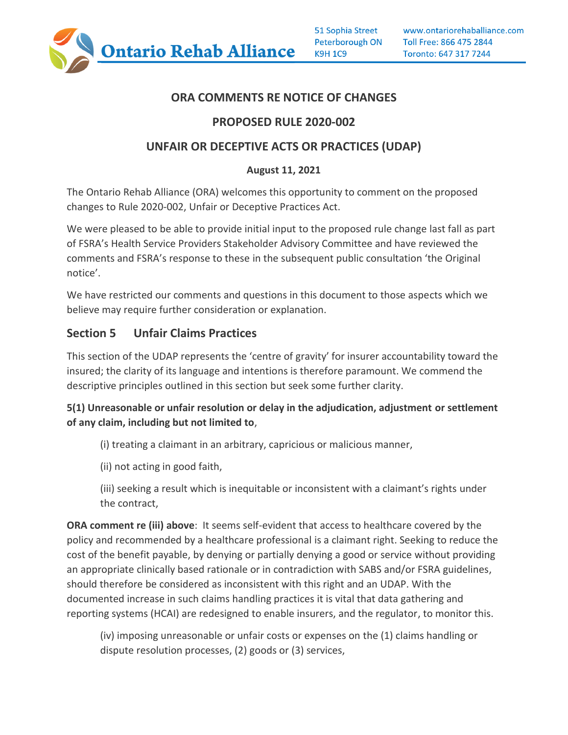Ontario Rehab Alliance

51 Sophia Street
Peterborough ON
K9H 1C9

www.ontariorehaballiance.com
Toll Free: 866 475 2844
Toronto: 647 317 7244

## ORA COMMENTS RE NOTICE OF CHANGES

## PROPOSED RULE 2020-002

## UNFAIR OR DECEPTIVE ACTS OR PRACTICES (UDAP)

**August 11, 2021**

The Ontario Rehab Alliance (ORA) welcomes this opportunity to comment on the proposed changes to Rule 2020-002, Unfair or Deceptive Practices Act.

We were pleased to be able to provide initial input to the proposed rule change last fall as part of FSRA's Health Service Providers Stakeholder Advisory Committee and have reviewed the comments and FSRA's response to these in the subsequent public consultation 'the Original notice'.

We have restricted our comments and questions in this document to those aspects which we believe may require further consideration or explanation.

## Section 5 Unfair Claims Practices

This section of the UDAP represents the 'centre of gravity' for insurer accountability toward the insured; the clarity of its language and intentions is therefore paramount. We commend the descriptive principles outlined in this section but seek some further clarity.

**5(1) Unreasonable or unfair resolution or delay in the adjudication, adjustment or settlement of any claim, including but not limited to**,

(i) treating a claimant in an arbitrary, capricious or malicious manner,

(ii) not acting in good faith,

(iii) seeking a result which is inequitable or inconsistent with a claimant's rights under the contract,

**ORA comment re (iii) above**: It seems self-evident that access to healthcare covered by the policy and recommended by a healthcare professional is a claimant right. Seeking to reduce the cost of the benefit payable, by denying or partially denying a good or service without providing an appropriate clinically based rationale or in contradiction with SABS and/or FSRA guidelines, should therefore be considered as inconsistent with this right and an UDAP. With the documented increase in such claims handling practices it is vital that data gathering and reporting systems (HCAI) are redesigned to enable insurers, and the regulator, to monitor this.

(iv) imposing unreasonable or unfair costs or expenses on the (1) claims handling or dispute resolution processes, (2) goods or (3) services,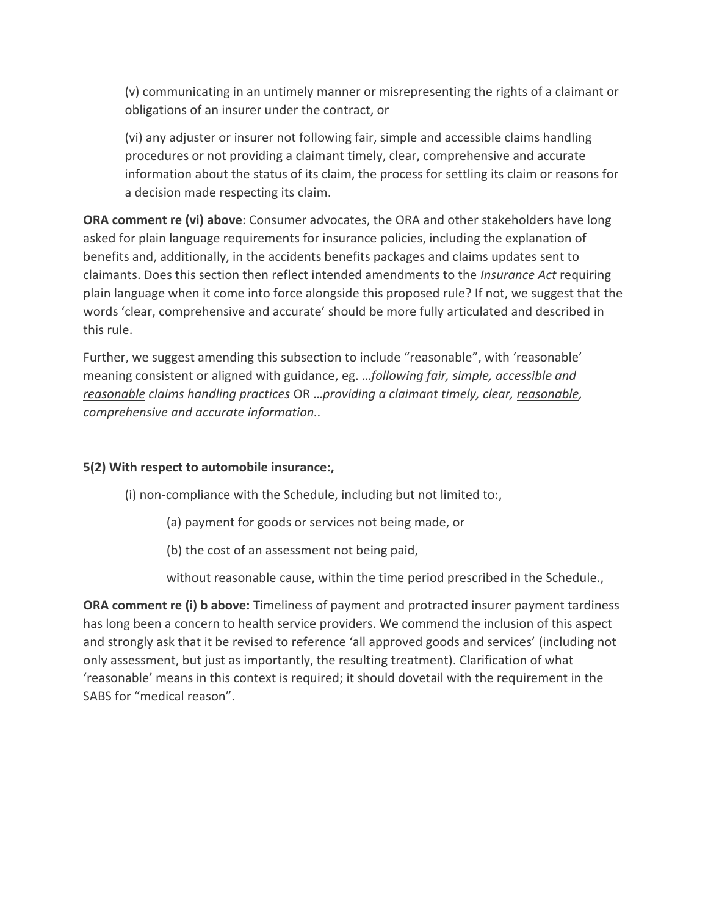(v) communicating in an untimely manner or misrepresenting the rights of a claimant or obligations of an insurer under the contract, or

(vi) any adjuster or insurer not following fair, simple and accessible claims handling procedures or not providing a claimant timely, clear, comprehensive and accurate information about the status of its claim, the process for settling its claim or reasons for a decision made respecting its claim.

**ORA comment re (vi) above**: Consumer advocates, the ORA and other stakeholders have long asked for plain language requirements for insurance policies, including the explanation of benefits and, additionally, in the accidents benefits packages and claims updates sent to claimants. Does this section then reflect intended amendments to the *Insurance Act* requiring plain language when it come into force alongside this proposed rule? If not, we suggest that the words 'clear, comprehensive and accurate' should be more fully articulated and described in this rule.

Further, we suggest amending this subsection to include "reasonable", with 'reasonable' meaning consistent or aligned with guidance, eg. …*following fair, simple, accessible and* *reasonable claims handling practices* OR …*providing a claimant timely, clear, reasonable, comprehensive and accurate information.*.

**5(2) With respect to automobile insurance:,**

(i) non-compliance with the Schedule, including but not limited to:,

(a) payment for goods or services not being made, or

(b) the cost of an assessment not being paid,

without reasonable cause, within the time period prescribed in the Schedule.,

**ORA comment re (i) b above:** Timeliness of payment and protracted insurer payment tardiness has long been a concern to health service providers. We commend the inclusion of this aspect and strongly ask that it be revised to reference 'all approved goods and services' (including not only assessment, but just as importantly, the resulting treatment). Clarification of what 'reasonable' means in this context is required; it should dovetail with the requirement in the SABS for "medical reason".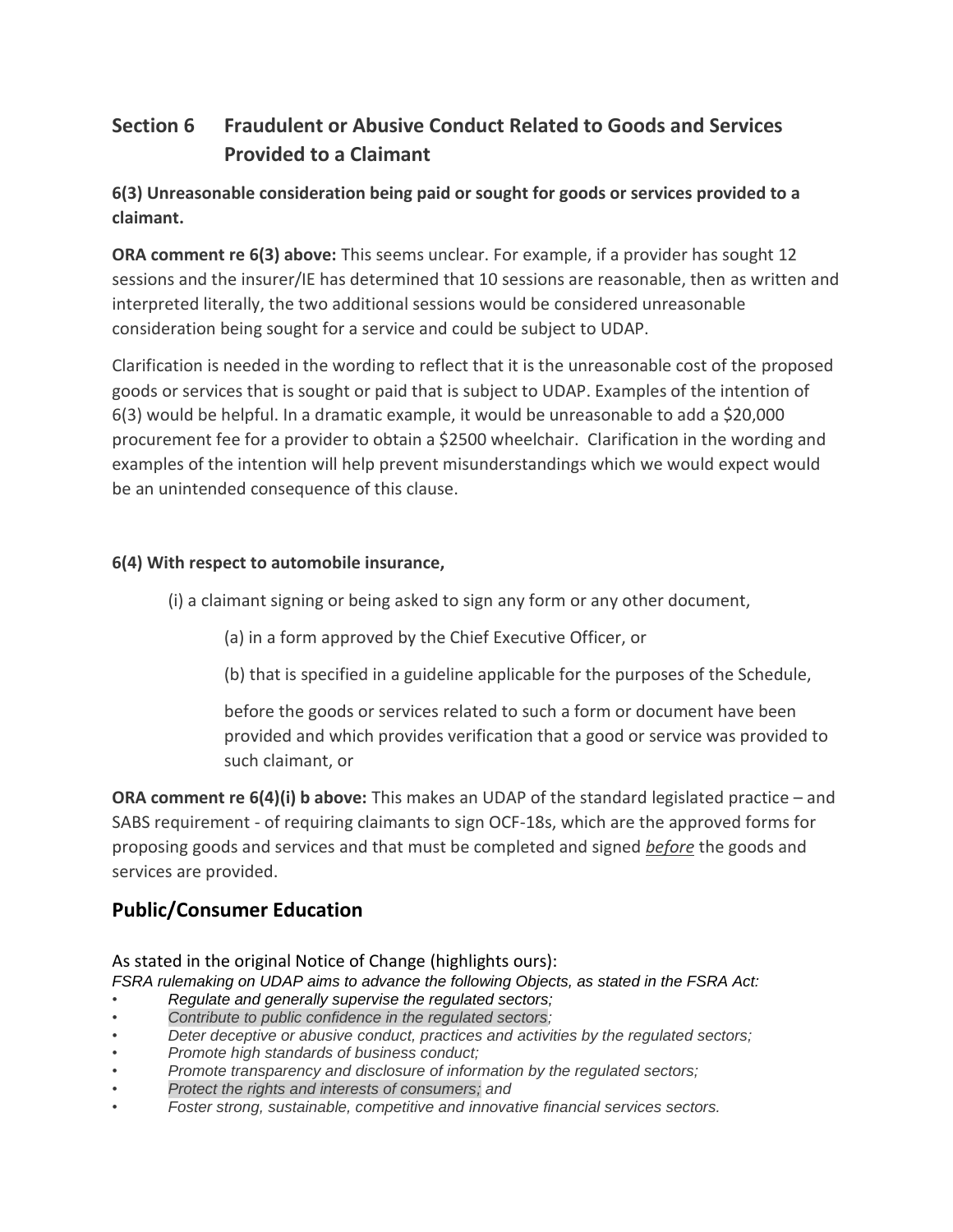## Section 6 Fraudulent or Abusive Conduct Related to Goods and Services Provided to a Claimant

**6(3) Unreasonable consideration being paid or sought for goods or services provided to a claimant.**

**ORA comment re 6(3) above:** This seems unclear. For example, if a provider has sought 12 sessions and the insurer/IE has determined that 10 sessions are reasonable, then as written and interpreted literally, the two additional sessions would be considered unreasonable consideration being sought for a service and could be subject to UDAP.

Clarification is needed in the wording to reflect that it is the unreasonable cost of the proposed goods or services that is sought or paid that is subject to UDAP. Examples of the intention of 6(3) would be helpful. In a dramatic example, it would be unreasonable to add a $20,000 procurement fee for a provider to obtain a $2500 wheelchair. Clarification in the wording and examples of the intention will help prevent misunderstandings which we would expect would be an unintended consequence of this clause.

**6(4) With respect to automobile insurance,**

(i) a claimant signing or being asked to sign any form or any other document,

(a) in a form approved by the Chief Executive Officer, or

(b) that is specified in a guideline applicable for the purposes of the Schedule,

before the goods or services related to such a form or document have been provided and which provides verification that a good or service was provided to such claimant, or

**ORA comment re 6(4)(i) b above:** This makes an UDAP of the standard legislated practice – and SABS requirement - of requiring claimants to sign OCF-18s, which are the approved forms for proposing goods and services and that must be completed and signed ***before*** the goods and services are provided.

## Public/Consumer Education

As stated in the original Notice of Change (highlights ours):

*FSRA rulemaking on UDAP aims to advance the following Objects, as stated in the FSRA Act:*

- *Regulate and generally supervise the regulated sectors;*
- *Contribute to public confidence in the regulated sectors;*
- *Deter deceptive or abusive conduct, practices and activities by the regulated sectors;*
- *Promote high standards of business conduct;*
- *Promote transparency and disclosure of information by the regulated sectors;*
- *Protect the rights and interests of consumers; and*
- *Foster strong, sustainable, competitive and innovative financial services sectors.*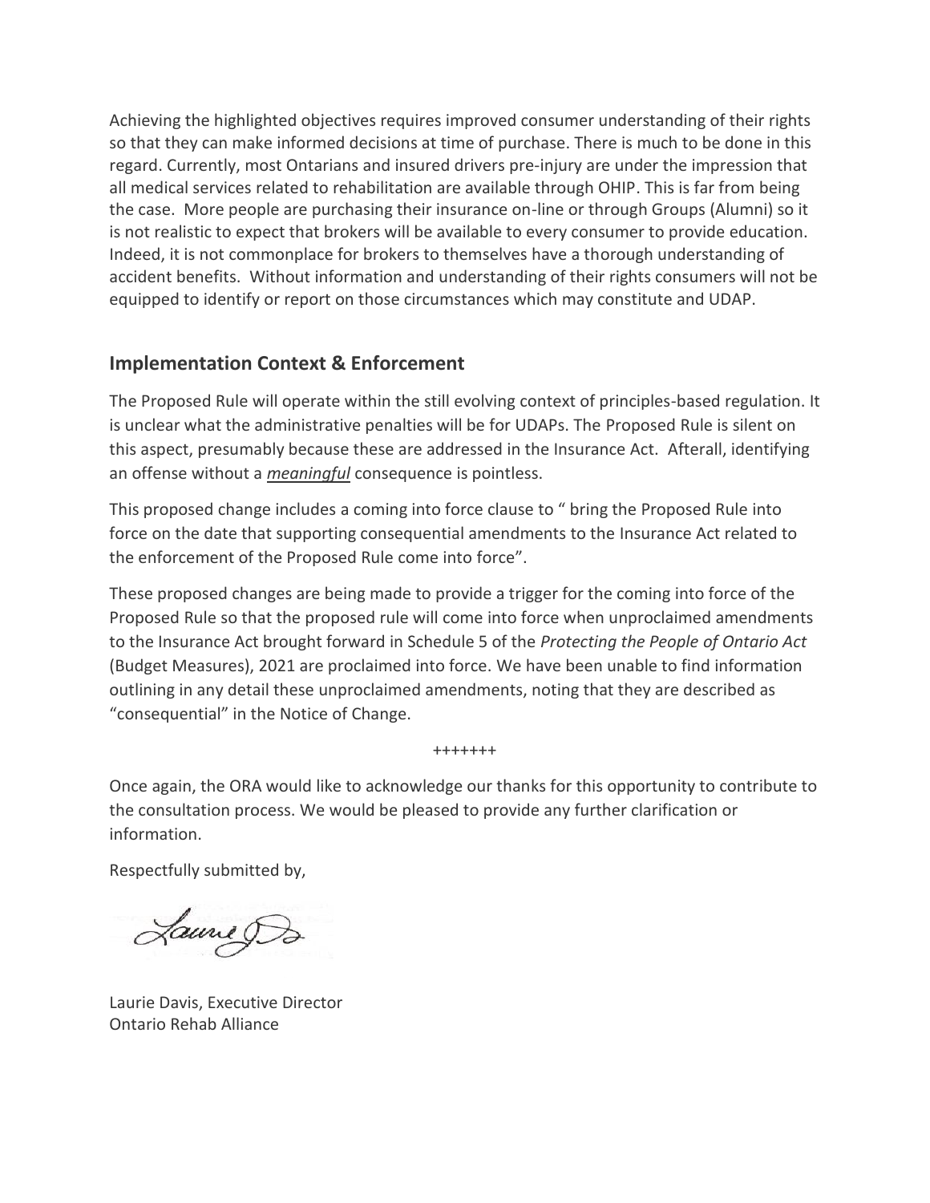Achieving the highlighted objectives requires improved consumer understanding of their rights so that they can make informed decisions at time of purchase. There is much to be done in this regard. Currently, most Ontarians and insured drivers pre-injury are under the impression that all medical services related to rehabilitation are available through OHIP. This is far from being the case. More people are purchasing their insurance on-line or through Groups (Alumni) so it is not realistic to expect that brokers will be available to every consumer to provide education. Indeed, it is not commonplace for brokers to themselves have a thorough understanding of accident benefits. Without information and understanding of their rights consumers will not be equipped to identify or report on those circumstances which may constitute and UDAP.

## Implementation Context & Enforcement

The Proposed Rule will operate within the still evolving context of principles-based regulation. It is unclear what the administrative penalties will be for UDAPs. The Proposed Rule is silent on this aspect, presumably because these are addressed in the Insurance Act. Afterall, identifying an offense without a ***meaningful*** consequence is pointless.

This proposed change includes a coming into force clause to " bring the Proposed Rule into force on the date that supporting consequential amendments to the Insurance Act related to the enforcement of the Proposed Rule come into force".

These proposed changes are being made to provide a trigger for the coming into force of the Proposed Rule so that the proposed rule will come into force when unproclaimed amendments to the Insurance Act brought forward in Schedule 5 of the *Protecting the People of Ontario Act* (Budget Measures), 2021 are proclaimed into force. We have been unable to find information outlining in any detail these unproclaimed amendments, noting that they are described as "consequential" in the Notice of Change.

+++++++

Once again, the ORA would like to acknowledge our thanks for this opportunity to contribute to the consultation process. We would be pleased to provide any further clarification or information.

Respectfully submitted by,

Laurie Davis, Executive Director
Ontario Rehab Alliance